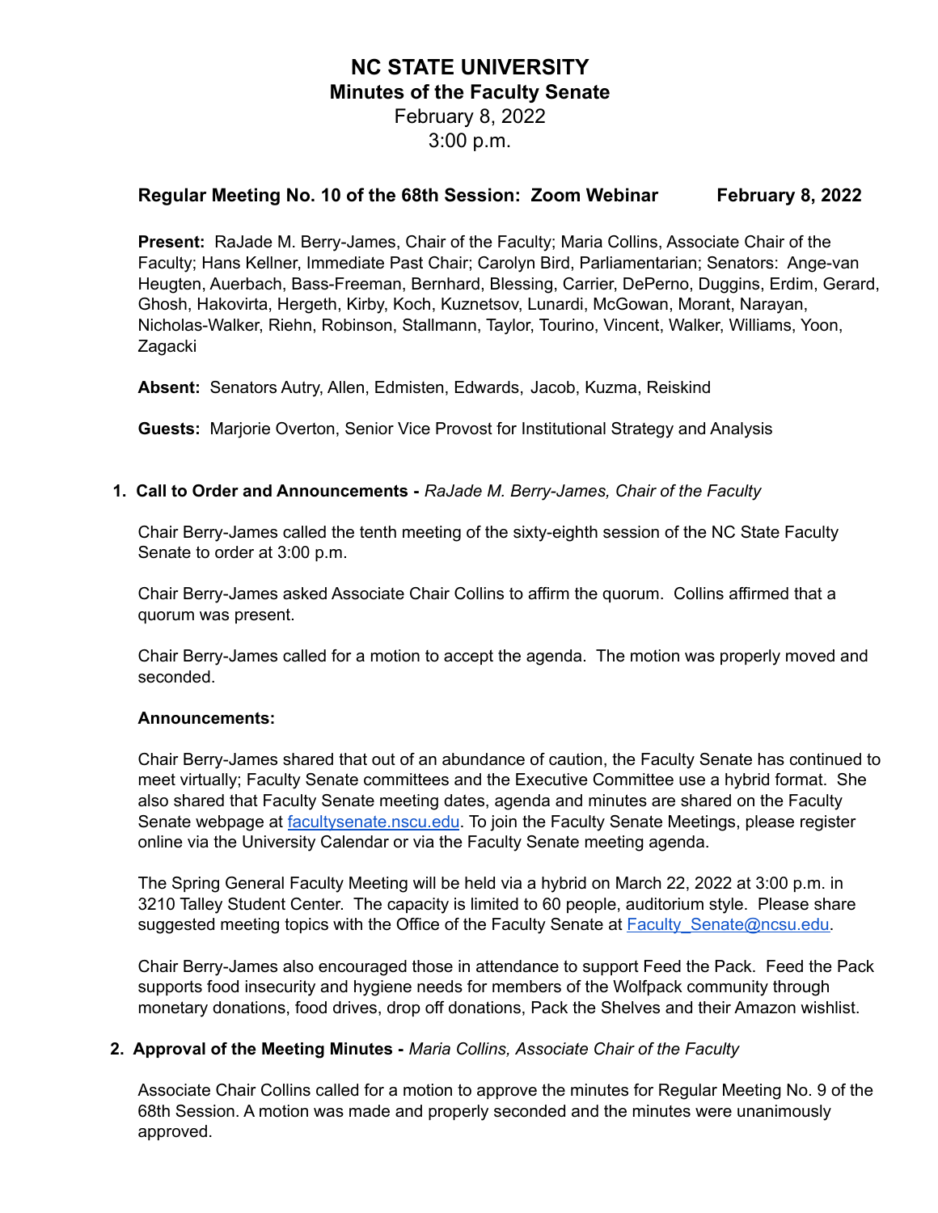# NC STATE UNIVERSITY
## Minutes of the Faculty Senate
February 8, 2022
3:00 p.m.

**Regular Meeting No. 10 of the 68th Session: Zoom Webinar February 8, 2022**

**Present:** RaJade M. Berry-James, Chair of the Faculty; Maria Collins, Associate Chair of the Faculty; Hans Kellner, Immediate Past Chair; Carolyn Bird, Parliamentarian; Senators: Ange-van Heugten, Auerbach, Bass-Freeman, Bernhard, Blessing, Carrier, DePerno, Duggins, Erdim, Gerard, Ghosh, Hakovirta, Hergeth, Kirby, Koch, Kuznetsov, Lunardi, McGowan, Morant, Narayan, Nicholas-Walker, Riehn, Robinson, Stallmann, Taylor, Tourino, Vincent, Walker, Williams, Yoon, Zagacki

**Absent:** Senators Autry, Allen, Edmisten, Edwards, Jacob, Kuzma, Reiskind

**Guests:** Marjorie Overton, Senior Vice Provost for Institutional Strategy and Analysis

**1. Call to Order and Announcements -** *RaJade M. Berry-James, Chair of the Faculty*

Chair Berry-James called the tenth meeting of the sixty-eighth session of the NC State Faculty Senate to order at 3:00 p.m.

Chair Berry-James asked Associate Chair Collins to affirm the quorum. Collins affirmed that a quorum was present.

Chair Berry-James called for a motion to accept the agenda. The motion was properly moved and seconded.

**Announcements:**

Chair Berry-James shared that out of an abundance of caution, the Faculty Senate has continued to meet virtually; Faculty Senate committees and the Executive Committee use a hybrid format. She also shared that Faculty Senate meeting dates, agenda and minutes are shared on the Faculty Senate webpage at facultysenate.nscu.edu. To join the Faculty Senate Meetings, please register online via the University Calendar or via the Faculty Senate meeting agenda.

The Spring General Faculty Meeting will be held via a hybrid on March 22, 2022 at 3:00 p.m. in 3210 Talley Student Center. The capacity is limited to 60 people, auditorium style. Please share suggested meeting topics with the Office of the Faculty Senate at Faculty_Senate@ncsu.edu.

Chair Berry-James also encouraged those in attendance to support Feed the Pack. Feed the Pack supports food insecurity and hygiene needs for members of the Wolfpack community through monetary donations, food drives, drop off donations, Pack the Shelves and their Amazon wishlist.

**2. Approval of the Meeting Minutes -** *Maria Collins, Associate Chair of the Faculty*

Associate Chair Collins called for a motion to approve the minutes for Regular Meeting No. 9 of the 68th Session. A motion was made and properly seconded and the minutes were unanimously approved.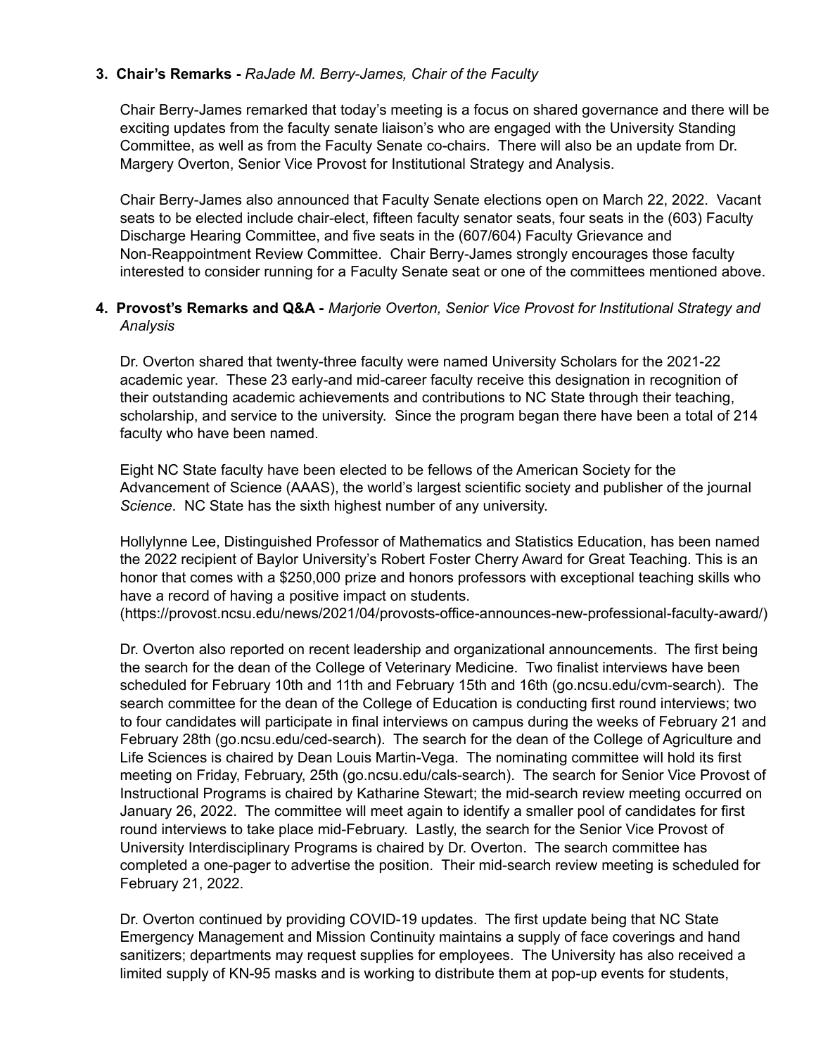3. **Chair's Remarks -** *RaJade M. Berry-James, Chair of the Faculty*

   Chair Berry-James remarked that today's meeting is a focus on shared governance and there will be exciting updates from the faculty senate liaison's who are engaged with the University Standing Committee, as well as from the Faculty Senate co-chairs. There will also be an update from Dr. Margery Overton, Senior Vice Provost for Institutional Strategy and Analysis.

   Chair Berry-James also announced that Faculty Senate elections open on March 22, 2022. Vacant seats to be elected include chair-elect, fifteen faculty senator seats, four seats in the (603) Faculty Discharge Hearing Committee, and five seats in the (607/604) Faculty Grievance and Non-Reappointment Review Committee. Chair Berry-James strongly encourages those faculty interested to consider running for a Faculty Senate seat or one of the committees mentioned above.

4. **Provost's Remarks and Q&A -** *Marjorie Overton, Senior Vice Provost for Institutional Strategy and Analysis*

   Dr. Overton shared that twenty-three faculty were named University Scholars for the 2021-22 academic year. These 23 early-and mid-career faculty receive this designation in recognition of their outstanding academic achievements and contributions to NC State through their teaching, scholarship, and service to the university. Since the program began there have been a total of 214 faculty who have been named.

   Eight NC State faculty have been elected to be fellows of the American Society for the Advancement of Science (AAAS), the world's largest scientific society and publisher of the journal *Science*. NC State has the sixth highest number of any university.

   Hollylynne Lee, Distinguished Professor of Mathematics and Statistics Education, has been named the 2022 recipient of Baylor University's Robert Foster Cherry Award for Great Teaching. This is an honor that comes with a $250,000 prize and honors professors with exceptional teaching skills who have a record of having a positive impact on students. (https://provost.ncsu.edu/news/2021/04/provosts-office-announces-new-professional-faculty-award/)

   Dr. Overton also reported on recent leadership and organizational announcements. The first being the search for the dean of the College of Veterinary Medicine. Two finalist interviews have been scheduled for February 10th and 11th and February 15th and 16th (go.ncsu.edu/cvm-search). The search committee for the dean of the College of Education is conducting first round interviews; two to four candidates will participate in final interviews on campus during the weeks of February 21 and February 28th (go.ncsu.edu/ced-search). The search for the dean of the College of Agriculture and Life Sciences is chaired by Dean Louis Martin-Vega. The nominating committee will hold its first meeting on Friday, February, 25th (go.ncsu.edu/cals-search). The search for Senior Vice Provost of Instructional Programs is chaired by Katharine Stewart; the mid-search review meeting occurred on January 26, 2022. The committee will meet again to identify a smaller pool of candidates for first round interviews to take place mid-February. Lastly, the search for the Senior Vice Provost of University Interdisciplinary Programs is chaired by Dr. Overton. The search committee has completed a one-pager to advertise the position. Their mid-search review meeting is scheduled for February 21, 2022.

   Dr. Overton continued by providing COVID-19 updates. The first update being that NC State Emergency Management and Mission Continuity maintains a supply of face coverings and hand sanitizers; departments may request supplies for employees. The University has also received a limited supply of KN-95 masks and is working to distribute them at pop-up events for students,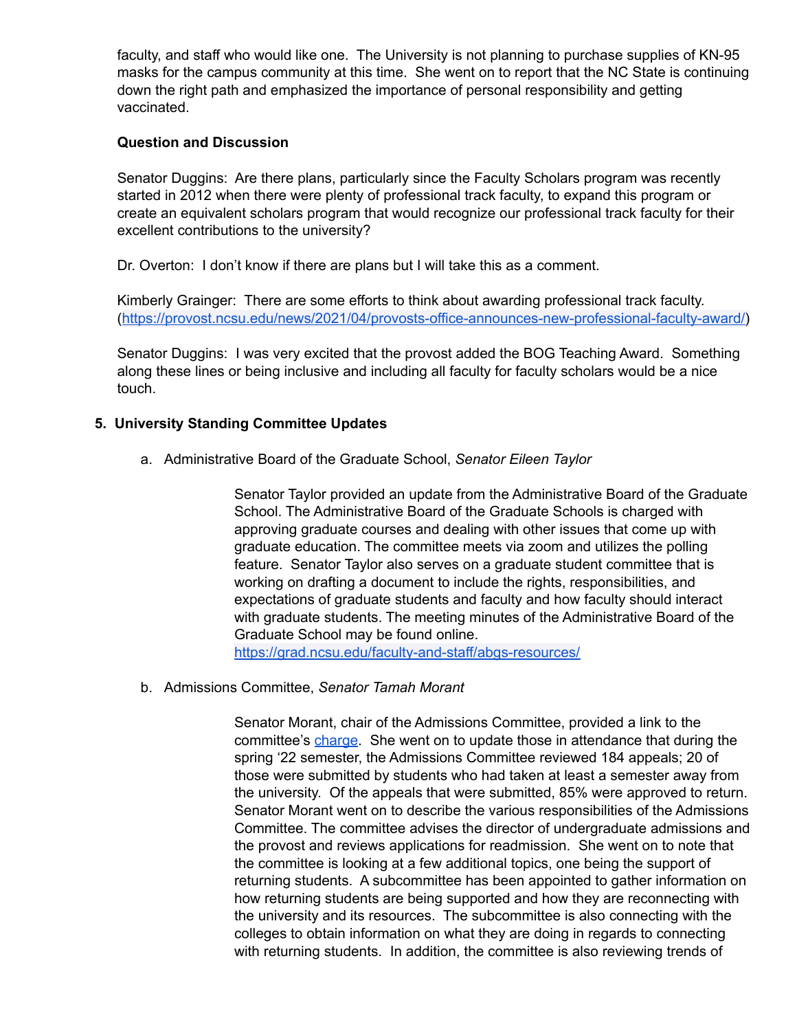faculty, and staff who would like one. The University is not planning to purchase supplies of KN-95 masks for the campus community at this time. She went on to report that the NC State is continuing down the right path and emphasized the importance of personal responsibility and getting vaccinated.

**Question and Discussion**

Senator Duggins: Are there plans, particularly since the Faculty Scholars program was recently started in 2012 when there were plenty of professional track faculty, to expand this program or create an equivalent scholars program that would recognize our professional track faculty for their excellent contributions to the university?

Dr. Overton: I don't know if there are plans but I will take this as a comment.

Kimberly Grainger: There are some efforts to think about awarding professional track faculty. (https://provost.ncsu.edu/news/2021/04/provosts-office-announces-new-professional-faculty-award/)

Senator Duggins: I was very excited that the provost added the BOG Teaching Award. Something along these lines or being inclusive and including all faculty for faculty scholars would be a nice touch.

## 5. University Standing Committee Updates

a. Administrative Board of the Graduate School, *Senator Eileen Taylor*

Senator Taylor provided an update from the Administrative Board of the Graduate School. The Administrative Board of the Graduate Schools is charged with approving graduate courses and dealing with other issues that come up with graduate education. The committee meets via zoom and utilizes the polling feature. Senator Taylor also serves on a graduate student committee that is working on drafting a document to include the rights, responsibilities, and expectations of graduate students and faculty and how faculty should interact with graduate students. The meeting minutes of the Administrative Board of the Graduate School may be found online. https://grad.ncsu.edu/faculty-and-staff/abgs-resources/

b. Admissions Committee, *Senator Tamah Morant*

Senator Morant, chair of the Admissions Committee, provided a link to the committee's charge. She went on to update those in attendance that during the spring '22 semester, the Admissions Committee reviewed 184 appeals; 20 of those were submitted by students who had taken at least a semester away from the university. Of the appeals that were submitted, 85% were approved to return. Senator Morant went on to describe the various responsibilities of the Admissions Committee. The committee advises the director of undergraduate admissions and the provost and reviews applications for readmission. She went on to note that the committee is looking at a few additional topics, one being the support of returning students. A subcommittee has been appointed to gather information on how returning students are being supported and how they are reconnecting with the university and its resources. The subcommittee is also connecting with the colleges to obtain information on what they are doing in regards to connecting with returning students. In addition, the committee is also reviewing trends of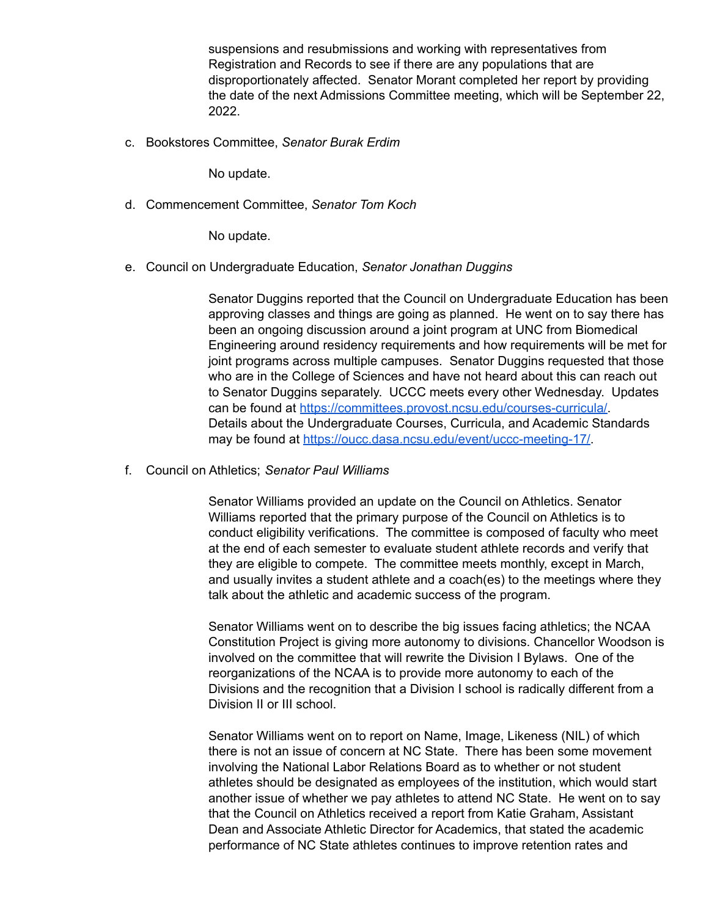suspensions and resubmissions and working with representatives from Registration and Records to see if there are any populations that are disproportionately affected. Senator Morant completed her report by providing the date of the next Admissions Committee meeting, which will be September 22, 2022.

c. Bookstores Committee, *Senator Burak Erdim*

No update.

d. Commencement Committee, *Senator Tom Koch*

No update.

e. Council on Undergraduate Education, *Senator Jonathan Duggins*

Senator Duggins reported that the Council on Undergraduate Education has been approving classes and things are going as planned. He went on to say there has been an ongoing discussion around a joint program at UNC from Biomedical Engineering around residency requirements and how requirements will be met for joint programs across multiple campuses. Senator Duggins requested that those who are in the College of Sciences and have not heard about this can reach out to Senator Duggins separately. UCCC meets every other Wednesday. Updates can be found at [https://committees.provost.ncsu.edu/courses-curricula/](https://committees.provost.ncsu.edu/courses-curricula/). Details about the Undergraduate Courses, Curricula, and Academic Standards may be found at [https://oucc.dasa.ncsu.edu/event/uccc-meeting-17/](https://oucc.dasa.ncsu.edu/event/uccc-meeting-17/).

f. Council on Athletics; *Senator Paul Williams*

Senator Williams provided an update on the Council on Athletics. Senator Williams reported that the primary purpose of the Council on Athletics is to conduct eligibility verifications. The committee is composed of faculty who meet at the end of each semester to evaluate student athlete records and verify that they are eligible to compete. The committee meets monthly, except in March, and usually invites a student athlete and a coach(es) to the meetings where they talk about the athletic and academic success of the program.

Senator Williams went on to describe the big issues facing athletics; the NCAA Constitution Project is giving more autonomy to divisions. Chancellor Woodson is involved on the committee that will rewrite the Division I Bylaws. One of the reorganizations of the NCAA is to provide more autonomy to each of the Divisions and the recognition that a Division I school is radically different from a Division II or III school.

Senator Williams went on to report on Name, Image, Likeness (NIL) of which there is not an issue of concern at NC State. There has been some movement involving the National Labor Relations Board as to whether or not student athletes should be designated as employees of the institution, which would start another issue of whether we pay athletes to attend NC State. He went on to say that the Council on Athletics received a report from Katie Graham, Assistant Dean and Associate Athletic Director for Academics, that stated the academic performance of NC State athletes continues to improve retention rates and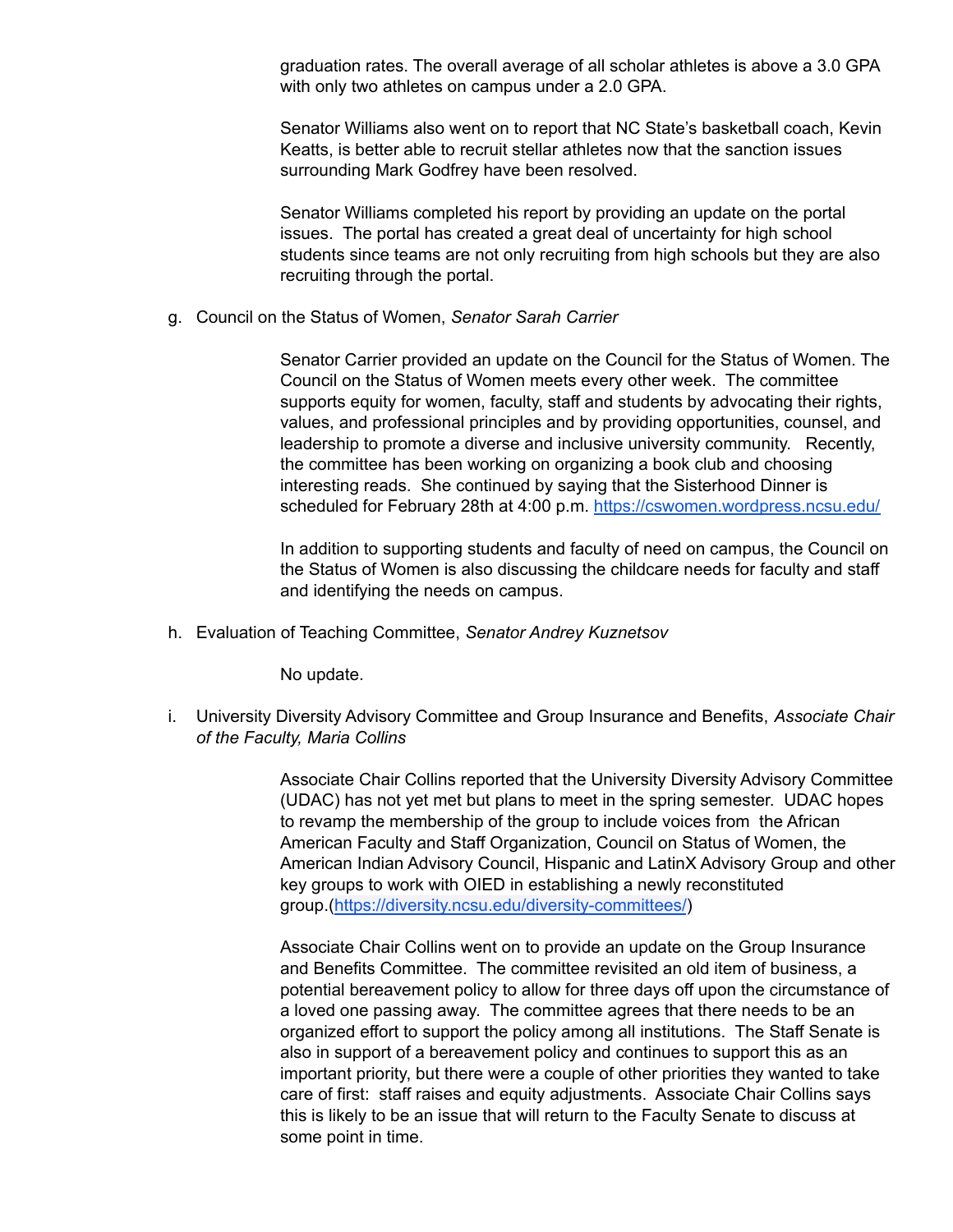graduation rates. The overall average of all scholar athletes is above a 3.0 GPA with only two athletes on campus under a 2.0 GPA.

Senator Williams also went on to report that NC State's basketball coach, Kevin Keatts, is better able to recruit stellar athletes now that the sanction issues surrounding Mark Godfrey have been resolved.

Senator Williams completed his report by providing an update on the portal issues. The portal has created a great deal of uncertainty for high school students since teams are not only recruiting from high schools but they are also recruiting through the portal.

g. Council on the Status of Women, *Senator Sarah Carrier*

Senator Carrier provided an update on the Council for the Status of Women. The Council on the Status of Women meets every other week. The committee supports equity for women, faculty, staff and students by advocating their rights, values, and professional principles and by providing opportunities, counsel, and leadership to promote a diverse and inclusive university community. Recently, the committee has been working on organizing a book club and choosing interesting reads. She continued by saying that the Sisterhood Dinner is scheduled for February 28th at 4:00 p.m. [https://cswomen.wordpress.ncsu.edu/](https://cswomen.wordpress.ncsu.edu/)

In addition to supporting students and faculty of need on campus, the Council on the Status of Women is also discussing the childcare needs for faculty and staff and identifying the needs on campus.

h. Evaluation of Teaching Committee, *Senator Andrey Kuznetsov*

No update.

i. University Diversity Advisory Committee and Group Insurance and Benefits, *Associate Chair of the Faculty, Maria Collins*

Associate Chair Collins reported that the University Diversity Advisory Committee (UDAC) has not yet met but plans to meet in the spring semester. UDAC hopes to revamp the membership of the group to include voices from the African American Faculty and Staff Organization, Council on Status of Women, the American Indian Advisory Council, Hispanic and LatinX Advisory Group and other key groups to work with OIED in establishing a newly reconstituted group.([https://diversity.ncsu.edu/diversity-committees/](https://diversity.ncsu.edu/diversity-committees/))

Associate Chair Collins went on to provide an update on the Group Insurance and Benefits Committee. The committee revisited an old item of business, a potential bereavement policy to allow for three days off upon the circumstance of a loved one passing away. The committee agrees that there needs to be an organized effort to support the policy among all institutions. The Staff Senate is also in support of a bereavement policy and continues to support this as an important priority, but there were a couple of other priorities they wanted to take care of first: staff raises and equity adjustments. Associate Chair Collins says this is likely to be an issue that will return to the Faculty Senate to discuss at some point in time.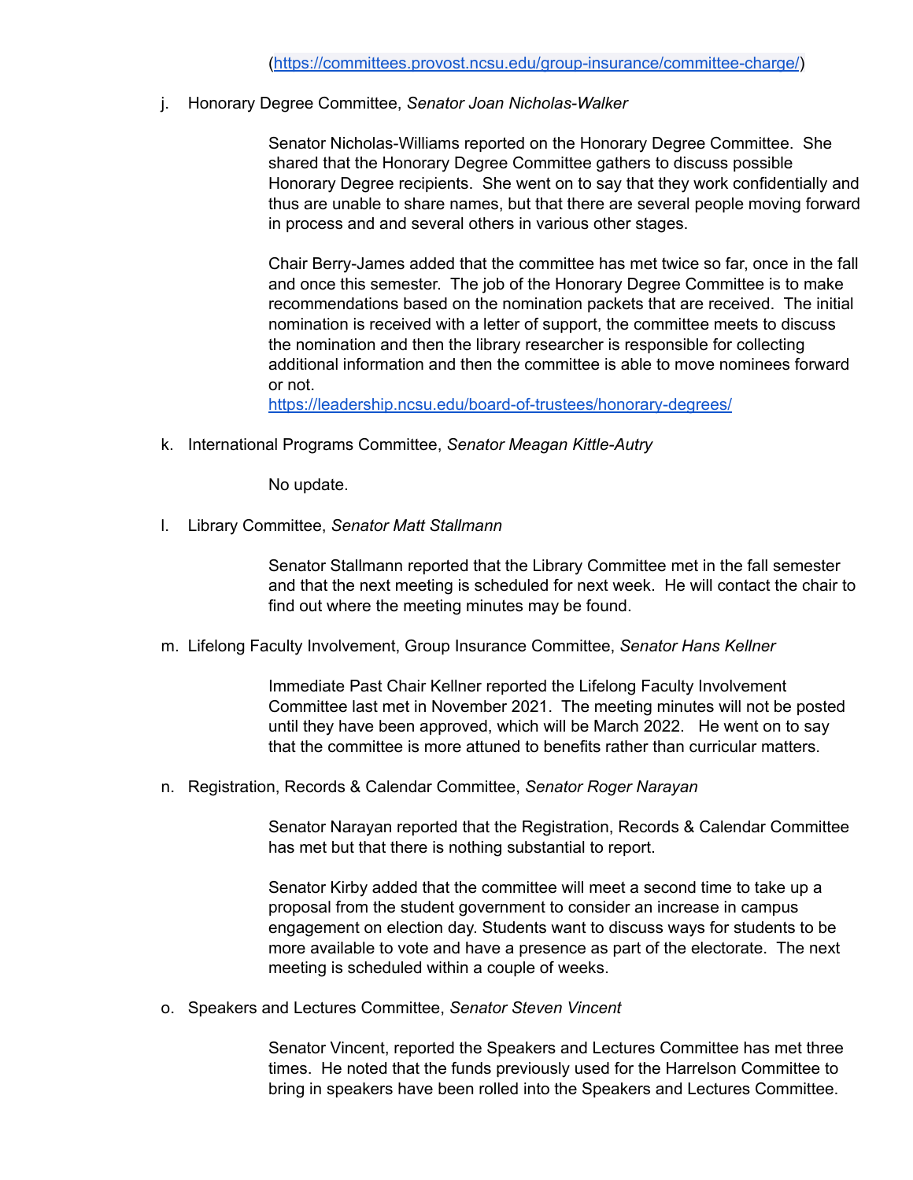(https://committees.provost.ncsu.edu/group-insurance/committee-charge/)

j. Honorary Degree Committee, *Senator Joan Nicholas-Walker*

Senator Nicholas-Williams reported on the Honorary Degree Committee. She shared that the Honorary Degree Committee gathers to discuss possible Honorary Degree recipients. She went on to say that they work confidentially and thus are unable to share names, but that there are several people moving forward in process and and several others in various other stages.

Chair Berry-James added that the committee has met twice so far, once in the fall and once this semester. The job of the Honorary Degree Committee is to make recommendations based on the nomination packets that are received. The initial nomination is received with a letter of support, the committee meets to discuss the nomination and then the library researcher is responsible for collecting additional information and then the committee is able to move nominees forward or not.
https://leadership.ncsu.edu/board-of-trustees/honorary-degrees/

k. International Programs Committee, *Senator Meagan Kittle-Autry*

No update.

l. Library Committee, *Senator Matt Stallmann*

Senator Stallmann reported that the Library Committee met in the fall semester and that the next meeting is scheduled for next week. He will contact the chair to find out where the meeting minutes may be found.

m. Lifelong Faculty Involvement, Group Insurance Committee, *Senator Hans Kellner*

Immediate Past Chair Kellner reported the Lifelong Faculty Involvement Committee last met in November 2021. The meeting minutes will not be posted until they have been approved, which will be March 2022. He went on to say that the committee is more attuned to benefits rather than curricular matters.

n. Registration, Records & Calendar Committee, *Senator Roger Narayan*

Senator Narayan reported that the Registration, Records & Calendar Committee has met but that there is nothing substantial to report.

Senator Kirby added that the committee will meet a second time to take up a proposal from the student government to consider an increase in campus engagement on election day. Students want to discuss ways for students to be more available to vote and have a presence as part of the electorate. The next meeting is scheduled within a couple of weeks.

o. Speakers and Lectures Committee, *Senator Steven Vincent*

Senator Vincent, reported the Speakers and Lectures Committee has met three times. He noted that the funds previously used for the Harrelson Committee to bring in speakers have been rolled into the Speakers and Lectures Committee.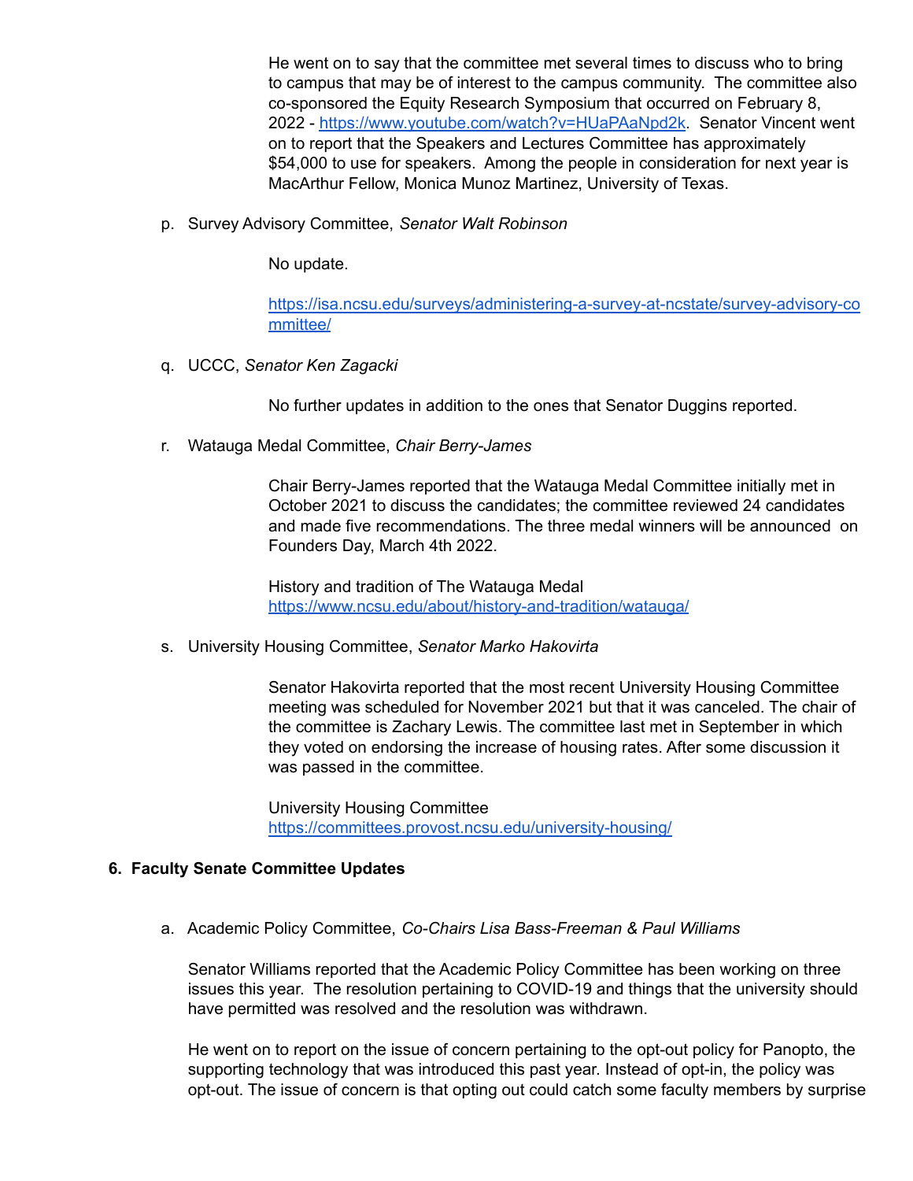He went on to say that the committee met several times to discuss who to bring to campus that may be of interest to the campus community. The committee also co-sponsored the Equity Research Symposium that occurred on February 8, 2022 - https://www.youtube.com/watch?v=HUaPAaNpd2k. Senator Vincent went on to report that the Speakers and Lectures Committee has approximately $54,000 to use for speakers. Among the people in consideration for next year is MacArthur Fellow, Monica Munoz Martinez, University of Texas.

p. Survey Advisory Committee, *Senator Walt Robinson*

No update.

https://isa.ncsu.edu/surveys/administering-a-survey-at-ncstate/survey-advisory-committee/

q. UCCC, *Senator Ken Zagacki*

No further updates in addition to the ones that Senator Duggins reported.

r. Watauga Medal Committee, *Chair Berry-James*

Chair Berry-James reported that the Watauga Medal Committee initially met in October 2021 to discuss the candidates; the committee reviewed 24 candidates and made five recommendations. The three medal winners will be announced on Founders Day, March 4th 2022.

History and tradition of The Watauga Medal
https://www.ncsu.edu/about/history-and-tradition/watauga/

s. University Housing Committee, *Senator Marko Hakovirta*

Senator Hakovirta reported that the most recent University Housing Committee meeting was scheduled for November 2021 but that it was canceled. The chair of the committee is Zachary Lewis. The committee last met in September in which they voted on endorsing the increase of housing rates. After some discussion it was passed in the committee.

University Housing Committee
https://committees.provost.ncsu.edu/university-housing/

## 6. Faculty Senate Committee Updates

a. Academic Policy Committee, *Co-Chairs Lisa Bass-Freeman & Paul Williams*

Senator Williams reported that the Academic Policy Committee has been working on three issues this year. The resolution pertaining to COVID-19 and things that the university should have permitted was resolved and the resolution was withdrawn.

He went on to report on the issue of concern pertaining to the opt-out policy for Panopto, the supporting technology that was introduced this past year. Instead of opt-in, the policy was opt-out. The issue of concern is that opting out could catch some faculty members by surprise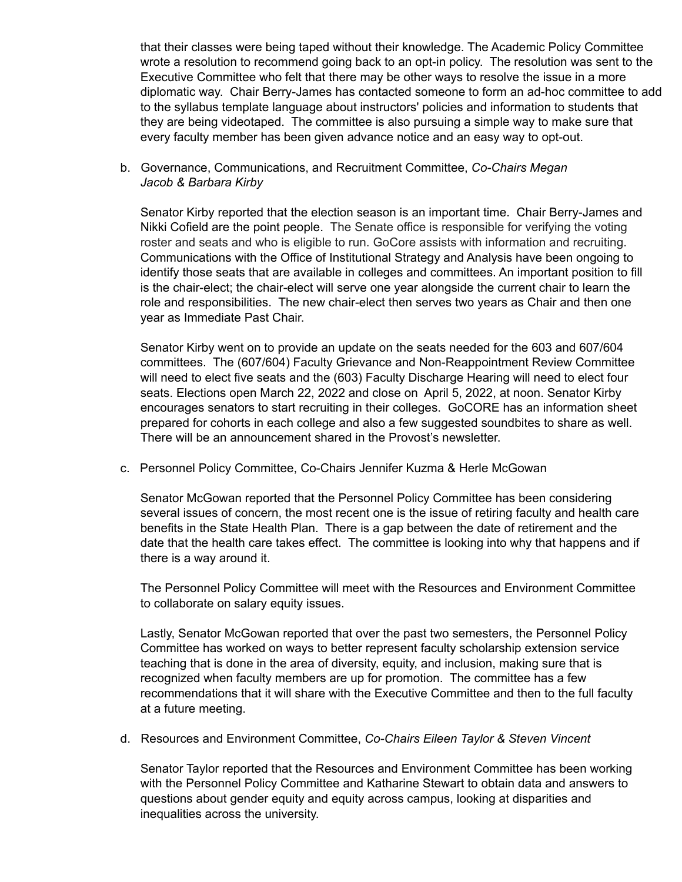that their classes were being taped without their knowledge. The Academic Policy Committee wrote a resolution to recommend going back to an opt-in policy. The resolution was sent to the Executive Committee who felt that there may be other ways to resolve the issue in a more diplomatic way. Chair Berry-James has contacted someone to form an ad-hoc committee to add to the syllabus template language about instructors' policies and information to students that they are being videotaped. The committee is also pursuing a simple way to make sure that every faculty member has been given advance notice and an easy way to opt-out.

b. Governance, Communications, and Recruitment Committee, *Co-Chairs Megan Jacob & Barbara Kirby*

Senator Kirby reported that the election season is an important time. Chair Berry-James and Nikki Cofield are the point people. The Senate office is responsible for verifying the voting roster and seats and who is eligible to run. GoCore assists with information and recruiting. Communications with the Office of Institutional Strategy and Analysis have been ongoing to identify those seats that are available in colleges and committees. An important position to fill is the chair-elect; the chair-elect will serve one year alongside the current chair to learn the role and responsibilities. The new chair-elect then serves two years as Chair and then one year as Immediate Past Chair.

Senator Kirby went on to provide an update on the seats needed for the 603 and 607/604 committees. The (607/604) Faculty Grievance and Non-Reappointment Review Committee will need to elect five seats and the (603) Faculty Discharge Hearing will need to elect four seats. Elections open March 22, 2022 and close on April 5, 2022, at noon. Senator Kirby encourages senators to start recruiting in their colleges. GoCORE has an information sheet prepared for cohorts in each college and also a few suggested soundbites to share as well. There will be an announcement shared in the Provost's newsletter.

c. Personnel Policy Committee, Co-Chairs Jennifer Kuzma & Herle McGowan

Senator McGowan reported that the Personnel Policy Committee has been considering several issues of concern, the most recent one is the issue of retiring faculty and health care benefits in the State Health Plan. There is a gap between the date of retirement and the date that the health care takes effect. The committee is looking into why that happens and if there is a way around it.

The Personnel Policy Committee will meet with the Resources and Environment Committee to collaborate on salary equity issues.

Lastly, Senator McGowan reported that over the past two semesters, the Personnel Policy Committee has worked on ways to better represent faculty scholarship extension service teaching that is done in the area of diversity, equity, and inclusion, making sure that is recognized when faculty members are up for promotion. The committee has a few recommendations that it will share with the Executive Committee and then to the full faculty at a future meeting.

d. Resources and Environment Committee, *Co-Chairs Eileen Taylor & Steven Vincent*

Senator Taylor reported that the Resources and Environment Committee has been working with the Personnel Policy Committee and Katharine Stewart to obtain data and answers to questions about gender equity and equity across campus, looking at disparities and inequalities across the university.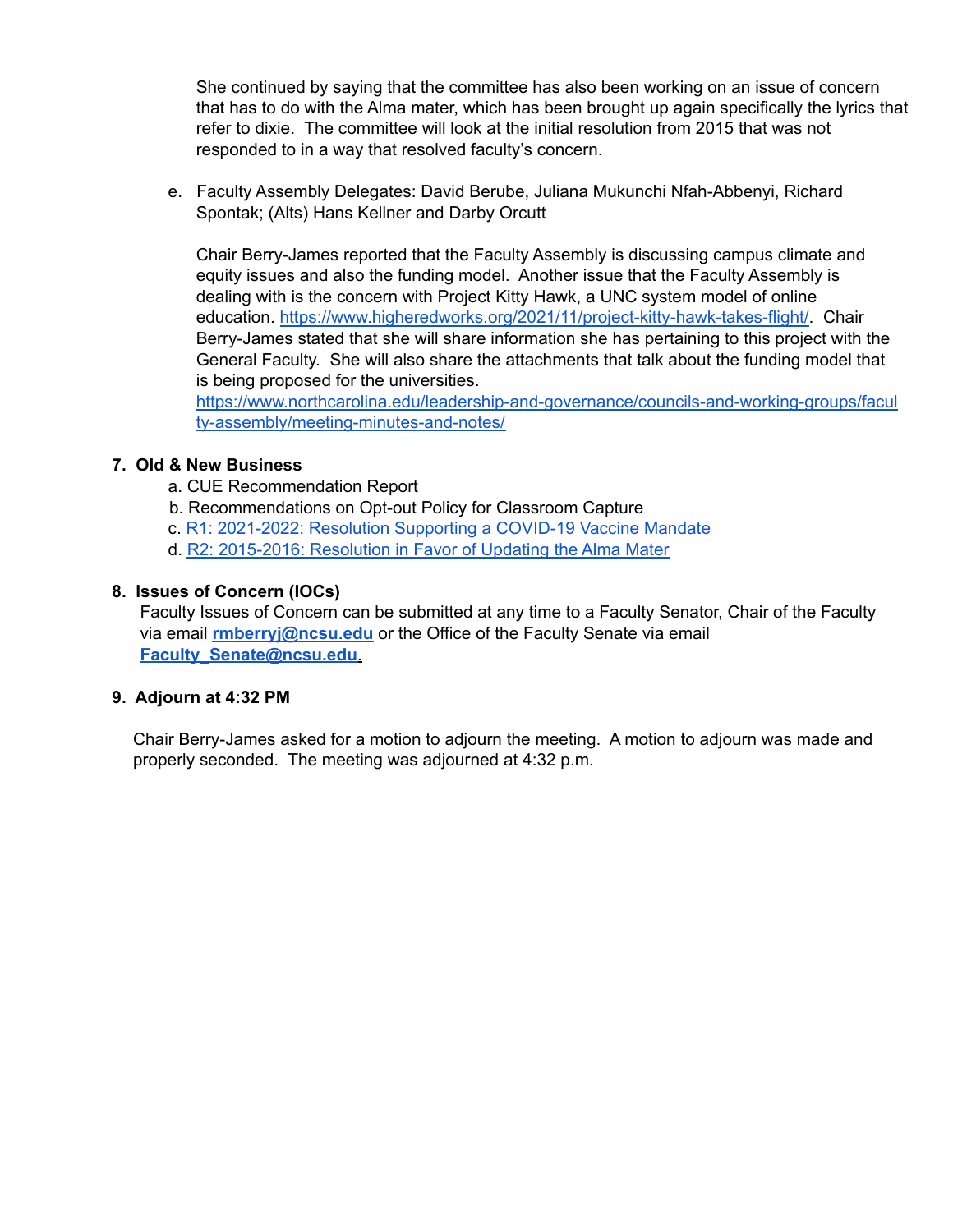She continued by saying that the committee has also been working on an issue of concern that has to do with the Alma mater, which has been brought up again specifically the lyrics that refer to dixie. The committee will look at the initial resolution from 2015 that was not responded to in a way that resolved faculty's concern.

e. Faculty Assembly Delegates: David Berube, Juliana Mukunchi Nfah-Abbenyi, Richard Spontak; (Alts) Hans Kellner and Darby Orcutt

Chair Berry-James reported that the Faculty Assembly is discussing campus climate and equity issues and also the funding model. Another issue that the Faculty Assembly is dealing with is the concern with Project Kitty Hawk, a UNC system model of online education. [https://www.higheredworks.org/2021/11/project-kitty-hawk-takes-flight/](https://www.higheredworks.org/2021/11/project-kitty-hawk-takes-flight/). Chair Berry-James stated that she will share information she has pertaining to this project with the General Faculty. She will also share the attachments that talk about the funding model that is being proposed for the universities. [https://www.northcarolina.edu/leadership-and-governance/councils-and-working-groups/faculty-assembly/meeting-minutes-and-notes/](https://www.northcarolina.edu/leadership-and-governance/councils-and-working-groups/faculty-assembly/meeting-minutes-and-notes/)

**7. Old & New Business**

a. CUE Recommendation Report
b. Recommendations on Opt-out Policy for Classroom Capture
c. R1: 2021-2022: Resolution Supporting a COVID-19 Vaccine Mandate
d. R2: 2015-2016: Resolution in Favor of Updating the Alma Mater

**8. Issues of Concern (IOCs)**

Faculty Issues of Concern can be submitted at any time to a Faculty Senator, Chair of the Faculty via email **rmberryj@ncsu.edu** or the Office of the Faculty Senate via email **Faculty_Senate@ncsu.edu**.

**9. Adjourn at 4:32 PM**

Chair Berry-James asked for a motion to adjourn the meeting. A motion to adjourn was made and properly seconded. The meeting was adjourned at 4:32 p.m.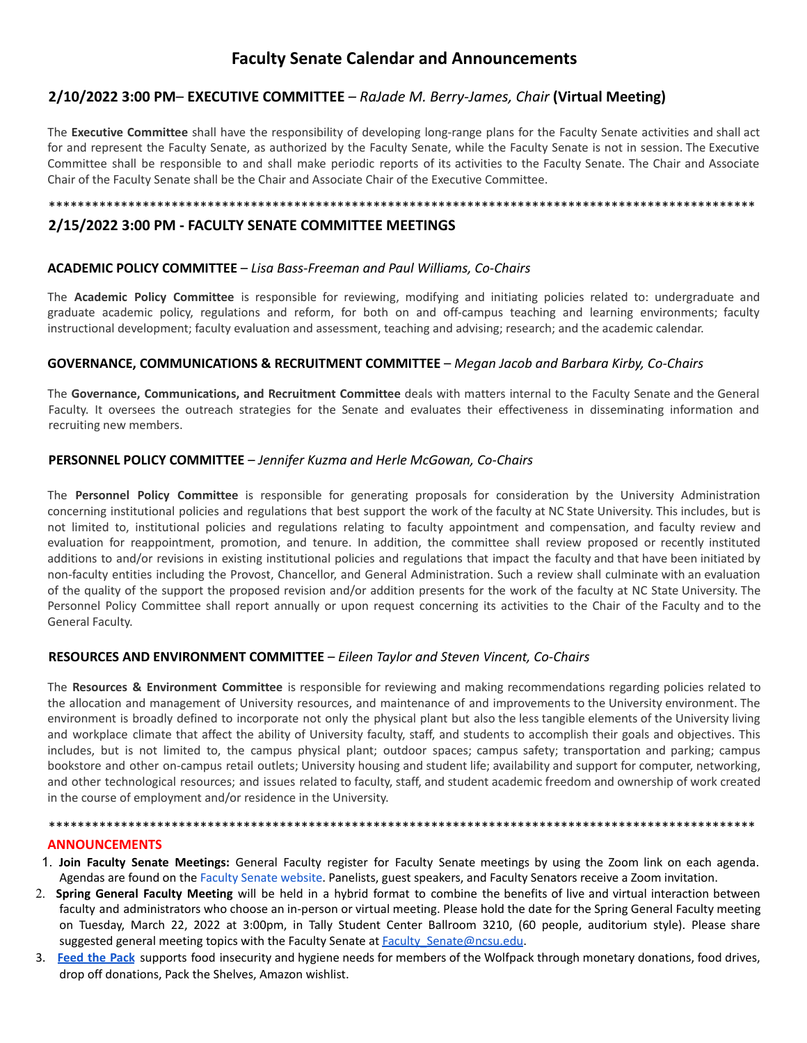# Faculty Senate Calendar and Announcements

## 2/10/2022 3:00 PM– EXECUTIVE COMMITTEE – *RaJade M. Berry-James, Chair* (Virtual Meeting)

The **Executive Committee** shall have the responsibility of developing long-range plans for the Faculty Senate activities and shall act for and represent the Faculty Senate, as authorized by the Faculty Senate, while the Faculty Senate is not in session. The Executive Committee shall be responsible to and shall make periodic reports of its activities to the Faculty Senate. The Chair and Associate Chair of the Faculty Senate shall be the Chair and Associate Chair of the Executive Committee.

****************************************************************************************************

## 2/15/2022 3:00 PM - FACULTY SENATE COMMITTEE MEETINGS

### ACADEMIC POLICY COMMITTEE – *Lisa Bass-Freeman and Paul Williams, Co-Chairs*

The **Academic Policy Committee** is responsible for reviewing, modifying and initiating policies related to: undergraduate and graduate academic policy, regulations and reform, for both on and off-campus teaching and learning environments; faculty instructional development; faculty evaluation and assessment, teaching and advising; research; and the academic calendar.

### GOVERNANCE, COMMUNICATIONS & RECRUITMENT COMMITTEE – *Megan Jacob and Barbara Kirby, Co-Chairs*

The **Governance, Communications, and Recruitment Committee** deals with matters internal to the Faculty Senate and the General Faculty. It oversees the outreach strategies for the Senate and evaluates their effectiveness in disseminating information and recruiting new members.

### PERSONNEL POLICY COMMITTEE – *Jennifer Kuzma and Herle McGowan, Co-Chairs*

The **Personnel Policy Committee** is responsible for generating proposals for consideration by the University Administration concerning institutional policies and regulations that best support the work of the faculty at NC State University. This includes, but is not limited to, institutional policies and regulations relating to faculty appointment and compensation, and faculty review and evaluation for reappointment, promotion, and tenure. In addition, the committee shall review proposed or recently instituted additions to and/or revisions in existing institutional policies and regulations that impact the faculty and that have been initiated by non-faculty entities including the Provost, Chancellor, and General Administration. Such a review shall culminate with an evaluation of the quality of the support the proposed revision and/or addition presents for the work of the faculty at NC State University. The Personnel Policy Committee shall report annually or upon request concerning its activities to the Chair of the Faculty and to the General Faculty.

### RESOURCES AND ENVIRONMENT COMMITTEE – *Eileen Taylor and Steven Vincent, Co-Chairs*

The **Resources & Environment Committee** is responsible for reviewing and making recommendations regarding policies related to the allocation and management of University resources, and maintenance of and improvements to the University environment. The environment is broadly defined to incorporate not only the physical plant but also the less tangible elements of the University living and workplace climate that affect the ability of University faculty, staff, and students to accomplish their goals and objectives. This includes, but is not limited to, the campus physical plant; outdoor spaces; campus safety; transportation and parking; campus bookstore and other on-campus retail outlets; University housing and student life; availability and support for computer, networking, and other technological resources; and issues related to faculty, staff, and student academic freedom and ownership of work created in the course of employment and/or residence in the University.

****************************************************************************************************

### ANNOUNCEMENTS

1. **Join Faculty Senate Meetings:** General Faculty register for Faculty Senate meetings by using the Zoom link on each agenda. Agendas are found on the Faculty Senate website. Panelists, guest speakers, and Faculty Senators receive a Zoom invitation.
2. **Spring General Faculty Meeting** will be held in a hybrid format to combine the benefits of live and virtual interaction between faculty and administrators who choose an in-person or virtual meeting. Please hold the date for the Spring General Faculty meeting on Tuesday, March 22, 2022 at 3:00pm, in Tally Student Center Ballroom 3210, (60 people, auditorium style). Please share suggested general meeting topics with the Faculty Senate at Faculty_Senate@ncsu.edu.
3. **Feed the Pack** supports food insecurity and hygiene needs for members of the Wolfpack through monetary donations, food drives, drop off donations, Pack the Shelves, Amazon wishlist.